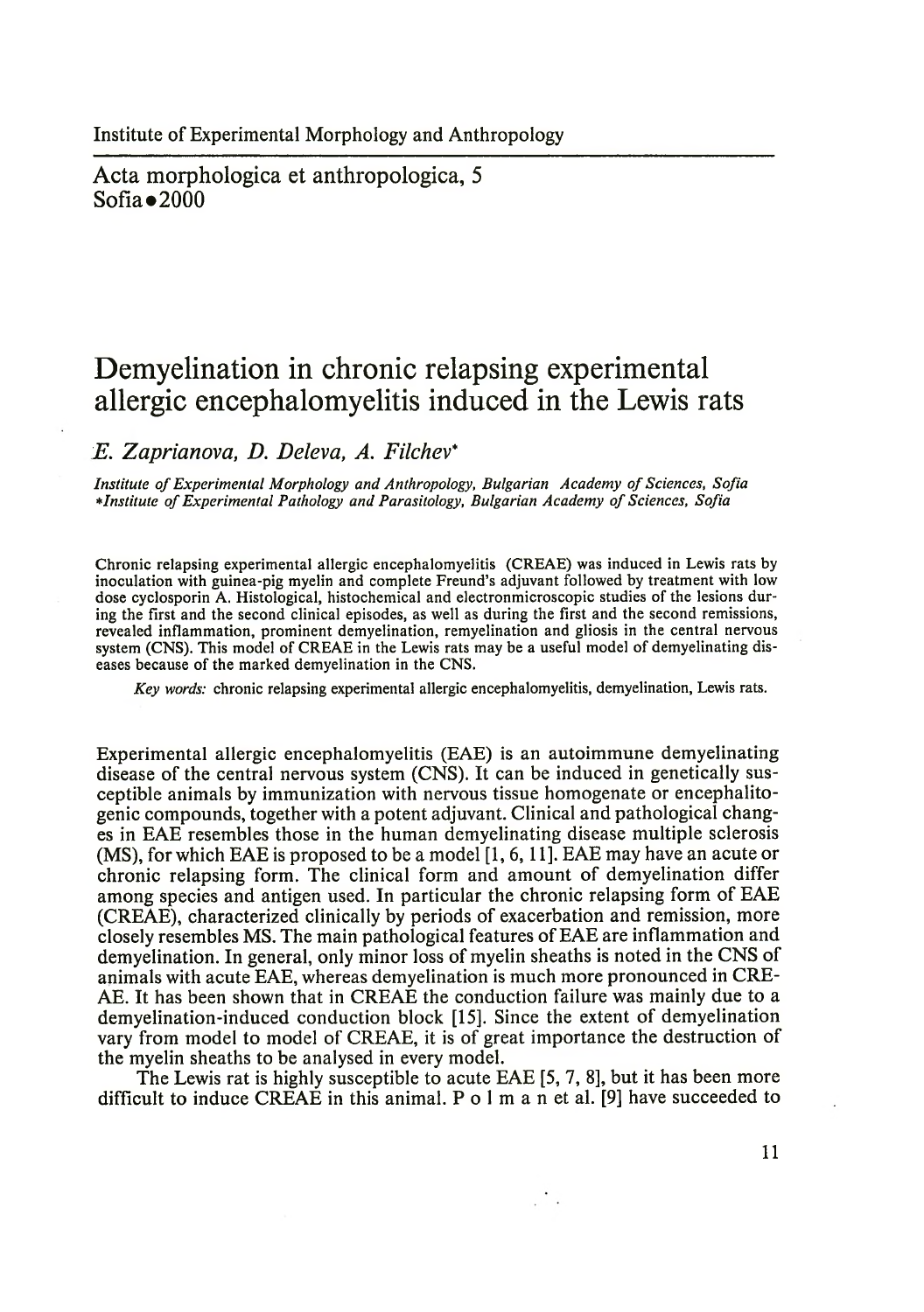Institute of Experimental Morphology and Anthropology

Acta morphologica et anthropologica, 5
Sofia • 2000

# Demyelination in chronic relapsing experimental allergic encephalomyelitis induced in the Lewis rats

*E. Zaprianova, D. Deleva, A. Filchev**

*Institute of Experimental Morphology and Anthropology, Bulgarian Academy of Sciences, Sofia*
**Institute of Experimental Pathology and Parasitology, Bulgarian Academy of Sciences, Sofia*

Chronic relapsing experimental allergic encephalomyelitis (CREAE) was induced in Lewis rats by inoculation with guinea-pig myelin and complete Freund's adjuvant followed by treatment with low dose cyclosporin A. Histological, histochemical and electronmicroscopic studies of the lesions during the first and the second clinical episodes, as well as during the first and the second remissions, revealed inflammation, prominent demyelination, remyelination and gliosis in the central nervous system (CNS). This model of CREAE in the Lewis rats may be a useful model of demyelinating diseases because of the marked demyelination in the CNS.

*Key words:* chronic relapsing experimental allergic encephalomyelitis, demyelination, Lewis rats.

Experimental allergic encephalomyelitis (EAE) is an autoimmune demyelinating disease of the central nervous system (CNS). It can be induced in genetically susceptible animals by immunization with nervous tissue homogenate or encephalitogenic compounds, together with a potent adjuvant. Clinical and pathological changes in EAE resembles those in the human demyelinating disease multiple sclerosis (MS), for which EAE is proposed to be a model [1, 6, 11]. EAE may have an acute or chronic relapsing form. The clinical form and amount of demyelination differ among species and antigen used. In particular the chronic relapsing form of EAE (CREAE), characterized clinically by periods of exacerbation and remission, more closely resembles MS. The main pathological features of EAE are inflammation and demyelination. In general, only minor loss of myelin sheaths is noted in the CNS of animals with acute EAE, whereas demyelination is much more pronounced in CREAE. It has been shown that in CREAE the conduction failure was mainly due to a demyelination-induced conduction block [15]. Since the extent of demyelination vary from model to model of CREAE, it is of great importance the destruction of the myelin sheaths to be analysed in every model.

The Lewis rat is highly susceptible to acute EAE [5, 7, 8], but it has been more difficult to induce CREAE in this animal. Polman et al. [9] have succeeded to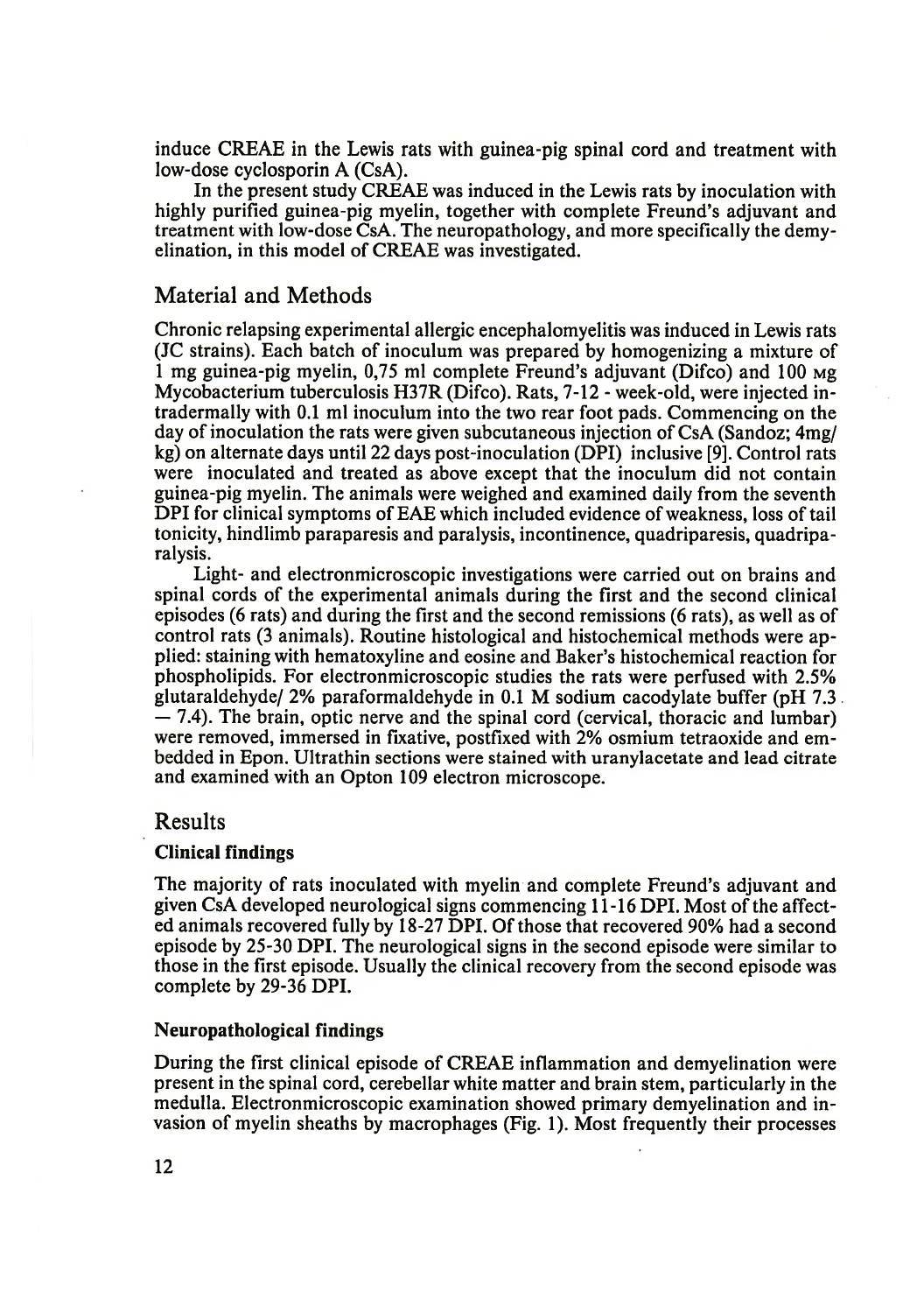induce CREAE in the Lewis rats with guinea-pig spinal cord and treatment with low-dose cyclosporin A (CsA).

In the present study CREAE was induced in the Lewis rats by inoculation with highly purified guinea-pig myelin, together with complete Freund's adjuvant and treatment with low-dose CsA. The neuropathology, and more specifically the demyelination, in this model of CREAE was investigated.

## Material and Methods

Chronic relapsing experimental allergic encephalomyelitis was induced in Lewis rats (JC strains). Each batch of inoculum was prepared by homogenizing a mixture of 1 mg guinea-pig myelin, 0,75 ml complete Freund's adjuvant (Difco) and 100 мg Mycobacterium tuberculosis H37R (Difco). Rats, 7-12 - week-old, were injected intradermally with 0.1 ml inoculum into the two rear foot pads. Commencing on the day of inoculation the rats were given subcutaneous injection of CsA (Sandoz; 4mg/kg) on alternate days until 22 days post-inoculation (DPI) inclusive [9]. Control rats were inoculated and treated as above except that the inoculum did not contain guinea-pig myelin. The animals were weighed and examined daily from the seventh DPI for clinical symptoms of EAE which included evidence of weakness, loss of tail tonicity, hindlimb paraparesis and paralysis, incontinence, quadriparesis, quadriparalysis.

Light- and electronmicroscopic investigations were carried out on brains and spinal cords of the experimental animals during the first and the second clinical episodes (6 rats) and during the first and the second remissions (6 rats), as well as of control rats (3 animals). Routine histological and histochemical methods were applied: staining with hematoxyline and eosine and Baker's histochemical reaction for phospholipids. For electronmicroscopic studies the rats were perfused with 2.5% glutaraldehyde/ 2% paraformaldehyde in 0.1 M sodium cacodylate buffer (pH 7.3 — 7.4). The brain, optic nerve and the spinal cord (cervical, thoracic and lumbar) were removed, immersed in fixative, postfixed with 2% osmium tetraoxide and embedded in Epon. Ultrathin sections were stained with uranylacetate and lead citrate and examined with an Opton 109 electron microscope.

## Results

### Clinical findings

The majority of rats inoculated with myelin and complete Freund's adjuvant and given CsA developed neurological signs commencing 11-16 DPI. Most of the affected animals recovered fully by 18-27 DPI. Of those that recovered 90% had a second episode by 25-30 DPI. The neurological signs in the second episode were similar to those in the first episode. Usually the clinical recovery from the second episode was complete by 29-36 DPI.

### Neuropathological findings

During the first clinical episode of CREAE inflammation and demyelination were present in the spinal cord, cerebellar white matter and brain stem, particularly in the medulla. Electronmicroscopic examination showed primary demyelination and invasion of myelin sheaths by macrophages (Fig. 1). Most frequently their processes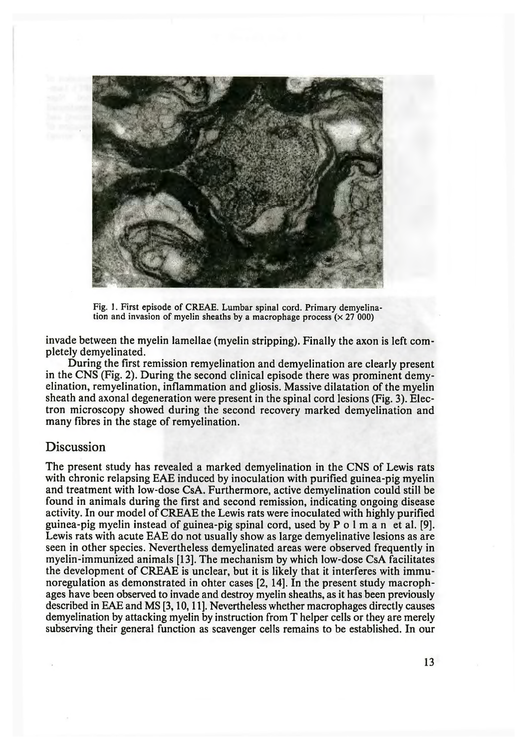Fig. 1. First episode of CREAE. Lumbar spinal cord. Primary demyelination and invasion of myelin sheaths by a macrophage process (× 27 000)

invade between the myelin lamellae (myelin stripping). Finally the axon is left completely demyelinated.

During the first remission remyelination and demyelination are clearly present in the CNS (Fig. 2). During the second clinical episode there was prominent demyelination, remyelination, inflammation and gliosis. Massive dilatation of the myelin sheath and axonal degeneration were present in the spinal cord lesions (Fig. 3). Electron microscopy showed during the second recovery marked demyelination and many fibres in the stage of remyelination.

## Discussion

The present study has revealed a marked demyelination in the CNS of Lewis rats with chronic relapsing EAE induced by inoculation with purified guinea-pig myelin and treatment with low-dose CsA. Furthermore, active demyelination could still be found in animals during the first and second remission, indicating ongoing disease activity. In our model of CREAE the Lewis rats were inoculated with highly purified guinea-pig myelin instead of guinea-pig spinal cord, used by Polman et al. [9]. Lewis rats with acute EAE do not usually show as large demyelinative lesions as are seen in other species. Nevertheless demyelinated areas were observed frequently in myelin-immunized animals [13]. The mechanism by which low-dose CsA facilitates the development of CREAE is unclear, but it is likely that it interferes with immunoregulation as demonstrated in ohter cases [2, 14]. In the present study macrophages have been observed to invade and destroy myelin sheaths, as it has been previously described in EAE and MS [3, 10, 11]. Nevertheless whether macrophages directly causes demyelination by attacking myelin by instruction from T helper cells or they are merely subserving their general function as scavenger cells remains to be established. In our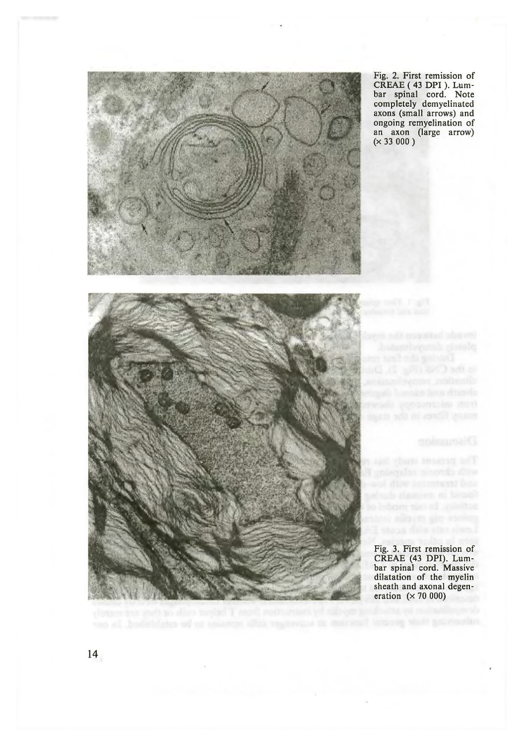Fig. 2. First remission of CREAE ( 43 DPI ). Lumbar spinal cord. Note completely demyelinated axons (small arrows) and ongoing remyelination of an axon (large arrow) (× 33 000 )

Fig. 3. First remission of CREAE (43 DPI). Lumbar spinal cord. Massive dilatation of the myelin sheath and axonal degeneration (× 70 000)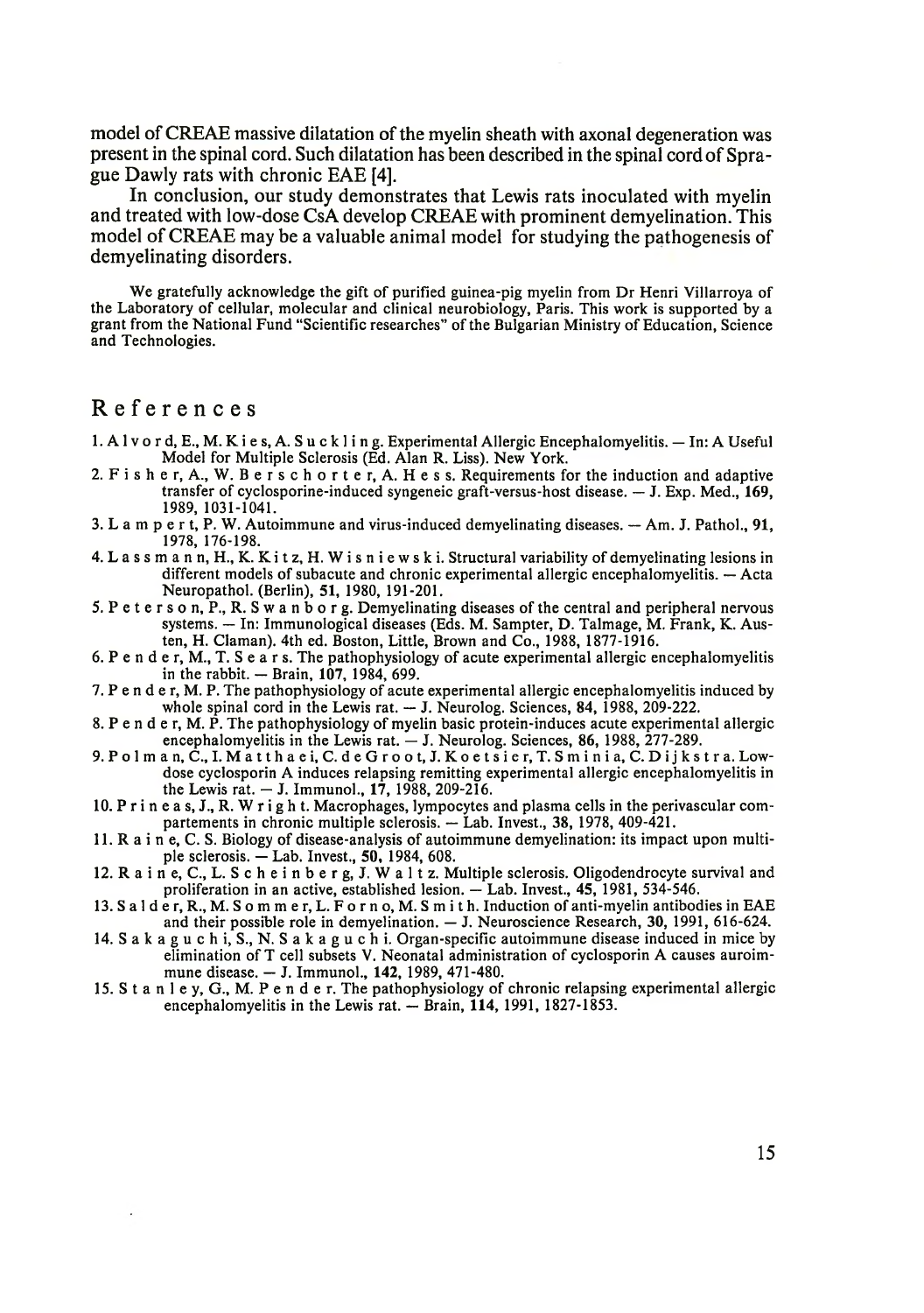model of CREAE massive dilatation of the myelin sheath with axonal degeneration was present in the spinal cord. Such dilatation has been described in the spinal cord of Sprague Dawly rats with chronic EAE [4].

In conclusion, our study demonstrates that Lewis rats inoculated with myelin and treated with low-dose CsA develop CREAE with prominent demyelination. This model of CREAE may be a valuable animal model for studying the pathogenesis of demyelinating disorders.

We gratefully acknowledge the gift of purified guinea-pig myelin from Dr Henri Villarroya of the Laboratory of cellular, molecular and clinical neurobiology, Paris. This work is supported by a grant from the National Fund "Scientific researches" of the Bulgarian Ministry of Education, Science and Technologies.

## References

1. Alvord, E., M. Kies, A. Suckling. Experimental Allergic Encephalomyelitis. — In: A Useful Model for Multiple Sclerosis (Ed. Alan R. Liss). New York.
2. Fisher, A., W. Berschorter, A. Hess. Requirements for the induction and adaptive transfer of cyclosporine-induced syngeneic graft-versus-host disease. — J. Exp. Med., **169**, 1989, 1031-1041.
3. Lampert, P. W. Autoimmune and virus-induced demyelinating diseases. — Am. J. Pathol., **91**, 1978, 176-198.
4. Lassmann, H., K. Kitz, H. Wisniewski. Structural variability of demyelinating lesions in different models of subacute and chronic experimental allergic encephalomyelitis. — Acta Neuropathol. (Berlin), **51**, 1980, 191-201.
5. Peterson, P., R. Swanborg. Demyelinating diseases of the central and peripheral nervous systems. — In: Immunological diseases (Eds. M. Sampter, D. Talmage, M. Frank, K. Austen, H. Claman). 4th ed. Boston, Little, Brown and Co., 1988, 1877-1916.
6. Pender, M., T. Sears. The pathophysiology of acute experimental allergic encephalomyelitis in the rabbit. — Brain, **107**, 1984, 699.
7. Pender, M. P. The pathophysiology of acute experimental allergic encephalomyelitis induced by whole spinal cord in the Lewis rat. — J. Neurolog. Sciences, **84**, 1988, 209-222.
8. Pender, M. P. The pathophysiology of myelin basic protein-induces acute experimental allergic encephalomyelitis in the Lewis rat. — J. Neurolog. Sciences, **86**, 1988, 277-289.
9. Polman, C., I. Matthaei, C. de Groot, J. Koetsier, T. Sminia, C. Dijkstra. Low-dose cyclosporin A induces relapsing remitting experimental allergic encephalomyelitis in the Lewis rat. — J. Immunol., **17**, 1988, 209-216.
10. Prineas, J., R. Wright. Macrophages, lympocytes and plasma cells in the perivascular compartements in chronic multiple sclerosis. — Lab. Invest., **38**, 1978, 409-421.
11. Raine, C. S. Biology of disease-analysis of autoimmune demyelination: its impact upon multiple sclerosis. — Lab. Invest., **50**, 1984, 608.
12. Raine, C., L. Scheinberg, J. Waltz. Multiple sclerosis. Oligodendrocyte survival and proliferation in an active, established lesion. — Lab. Invest., **45**, 1981, 534-546.
13. Salder, R., M. Sommer, L. Forno, M. Smith. Induction of anti-myelin antibodies in EAE and their possible role in demyelination. — J. Neuroscience Research, **30**, 1991, 616-624.
14. Sakaguchi, S., N. Sakaguchi. Organ-specific autoimmune disease induced in mice by elimination of T cell subsets V. Neonatal administration of cyclosporin A causes auroimmune disease. — J. Immunol., **142**, 1989, 471-480.
15. Stanley, G., M. Pender. The pathophysiology of chronic relapsing experimental allergic encephalomyelitis in the Lewis rat. — Brain, **114**, 1991, 1827-1853.